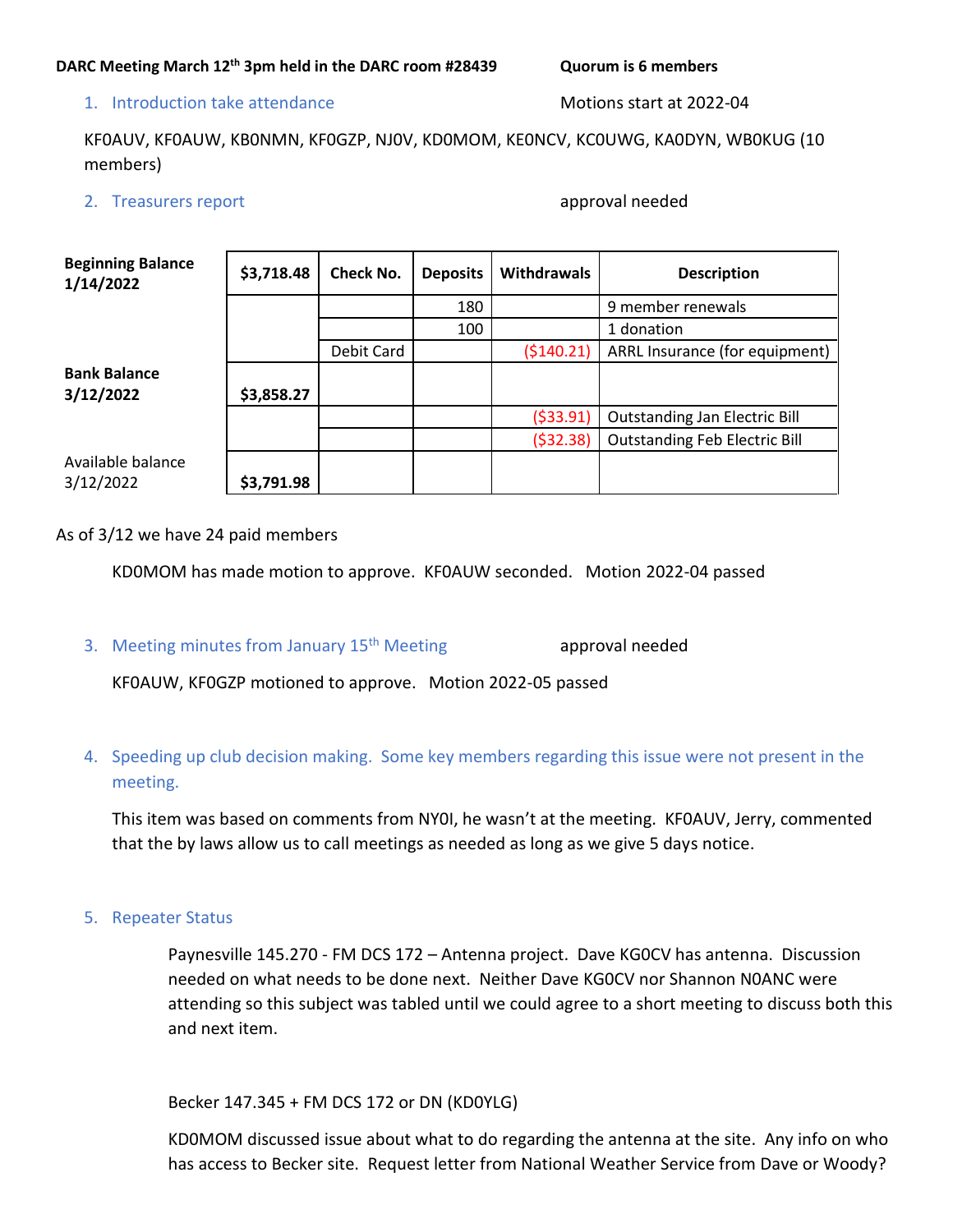**DARC Meeting March 12th 3pm held in the DARC room #28439** **Quorum is 6 members**

1. Introduction take attendance — Motions start at 2022-04

KF0AUV, KF0AUW, KB0NMN, KF0GZP, NJ0V, KD0MOM, KE0NCV, KC0UWG, KA0DYN, WB0KUG (10 members)

2. Treasurers report — approval needed

| | | Check No. | Deposits | Withdrawals | Description |
|---|---|---|---|---|---|
| **Beginning Balance 1/14/2022** | **$3,718.48** | | | | |
| | | | 180 | | 9 member renewals |
| | | | 100 | | 1 donation |
| | | Debit Card | | ($140.21) | ARRL Insurance (for equipment) |
| **Bank Balance 3/12/2022** | **$3,858.27** | | | | |
| | | | | ($33.91) | Outstanding Jan Electric Bill |
| | | | | ($32.38) | Outstanding Feb Electric Bill |
| Available balance 3/12/2022 | **$3,791.98** | | | | |

As of 3/12 we have 24 paid members

KD0MOM has made motion to approve. KF0AUW seconded. Motion 2022-04 passed

3. Meeting minutes from January 15th Meeting — approval needed

KF0AUW, KF0GZP motioned to approve. Motion 2022-05 passed

4. Speeding up club decision making. Some key members regarding this issue were not present in the meeting.

This item was based on comments from NY0I, he wasn't at the meeting. KF0AUV, Jerry, commented that the by laws allow us to call meetings as needed as long as we give 5 days notice.

5. Repeater Status

Paynesville 145.270 - FM DCS 172 – Antenna project. Dave KG0CV has antenna. Discussion needed on what needs to be done next. Neither Dave KG0CV nor Shannon N0ANC were attending so this subject was tabled until we could agree to a short meeting to discuss both this and next item.

Becker 147.345 + FM DCS 172 or DN (KD0YLG)

KD0MOM discussed issue about what to do regarding the antenna at the site. Any info on who has access to Becker site. Request letter from National Weather Service from Dave or Woody?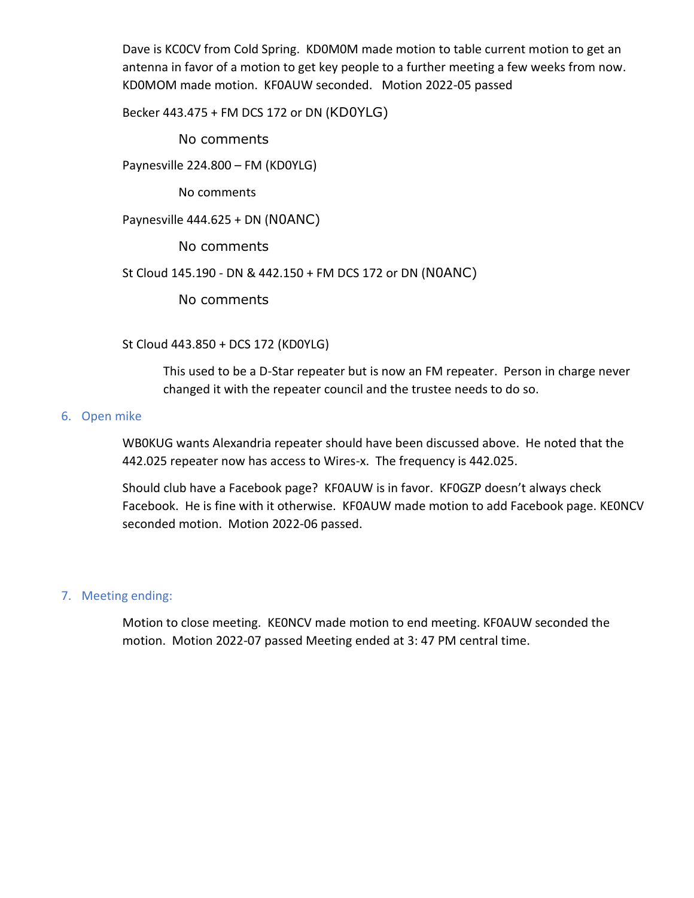Dave is KC0CV from Cold Spring. KD0M0M made motion to table current motion to get an antenna in favor of a motion to get key people to a further meeting a few weeks from now. KD0MOM made motion. KF0AUW seconded. Motion 2022-05 passed

Becker 443.475 + FM DCS 172 or DN (KD0YLG)

No comments

Paynesville 224.800 – FM (KD0YLG)

No comments

Paynesville 444.625 + DN (N0ANC)

No comments

St Cloud 145.190 - DN & 442.150 + FM DCS 172 or DN (N0ANC)

No comments

St Cloud 443.850 + DCS 172 (KD0YLG)

This used to be a D-Star repeater but is now an FM repeater. Person in charge never changed it with the repeater council and the trustee needs to do so.

## 6. Open mike

WB0KUG wants Alexandria repeater should have been discussed above. He noted that the 442.025 repeater now has access to Wires-x. The frequency is 442.025.

Should club have a Facebook page? KF0AUW is in favor. KF0GZP doesn't always check Facebook. He is fine with it otherwise. KF0AUW made motion to add Facebook page. KE0NCV seconded motion. Motion 2022-06 passed.

## 7. Meeting ending:

Motion to close meeting. KE0NCV made motion to end meeting. KF0AUW seconded the motion. Motion 2022-07 passed Meeting ended at 3: 47 PM central time.